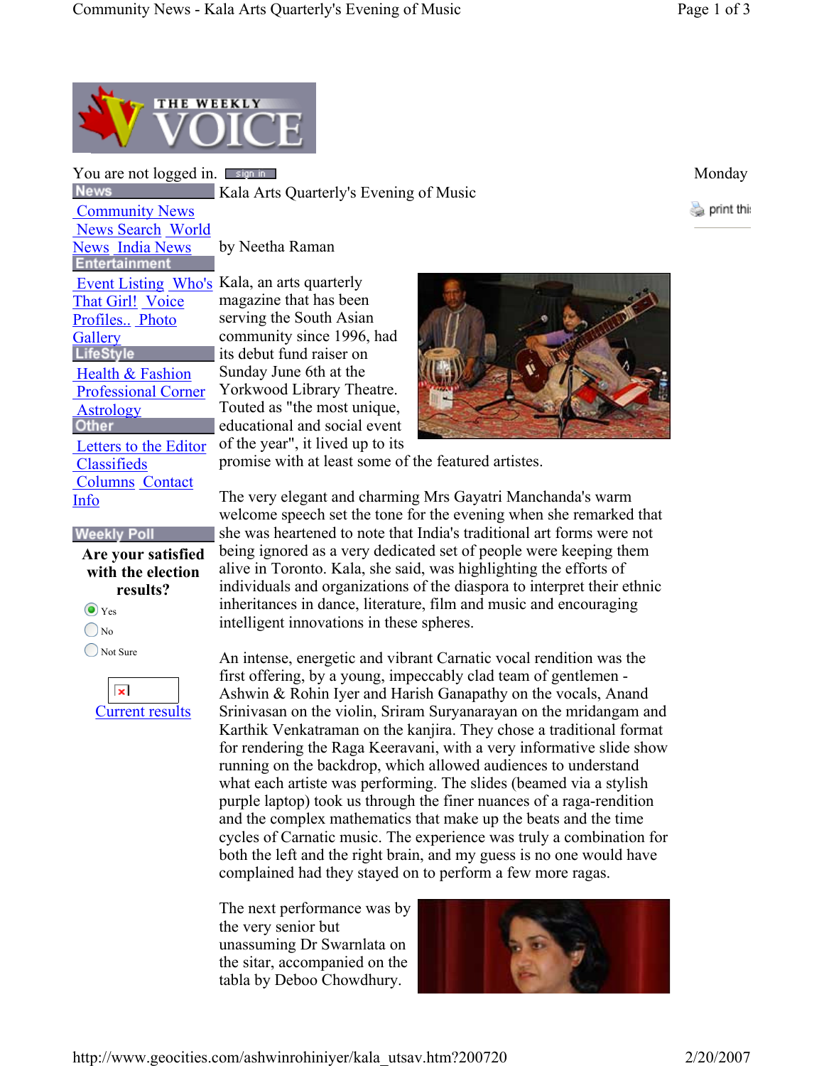You are not logged in. sign in

Monday

**News**

Community News
News Search World News India News

**Entertainment**

Event Listing Who's That Girl! Voice Profiles.. Photo Gallery

**LifeStyle**

Health & Fashion
Professional Corner
Astrology

**Other**

Letters to the Editor
Classifieds
Columns Contact Info

**Weekly Poll**

**Are your satisfied with the election results?**

- Yes
- No
- Not Sure

Current results

# Kala Arts Quarterly's Evening of Music

by Neetha Raman

Kala, an arts quarterly magazine that has been serving the South Asian community since 1996, had its debut fund raiser on Sunday June 6th at the Yorkwood Library Theatre. Touted as "the most unique, educational and social event of the year", it lived up to its promise with at least some of the featured artistes.

The very elegant and charming Mrs Gayatri Manchanda's warm welcome speech set the tone for the evening when she remarked that she was heartened to note that India's traditional art forms were not being ignored as a very dedicated set of people were keeping them alive in Toronto. Kala, she said, was highlighting the efforts of individuals and organizations of the diaspora to interpret their ethnic inheritances in dance, literature, film and music and encouraging intelligent innovations in these spheres.

An intense, energetic and vibrant Carnatic vocal rendition was the first offering, by a young, impeccably clad team of gentlemen - Ashwin & Rohin Iyer and Harish Ganapathy on the vocals, Anand Srinivasan on the violin, Sriram Suryanarayan on the mridangam and Karthik Venkatraman on the kanjira. They chose a traditional format for rendering the Raga Keeravani, with a very informative slide show running on the backdrop, which allowed audiences to understand what each artiste was performing. The slides (beamed via a stylish purple laptop) took us through the finer nuances of a raga-rendition and the complex mathematics that make up the beats and the time cycles of Carnatic music. The experience was truly a combination for both the left and the right brain, and my guess is no one would have complained had they stayed on to perform a few more ragas.

The next performance was by the very senior but unassuming Dr Swarnlata on the sitar, accompanied on the tabla by Deboo Chowdhury.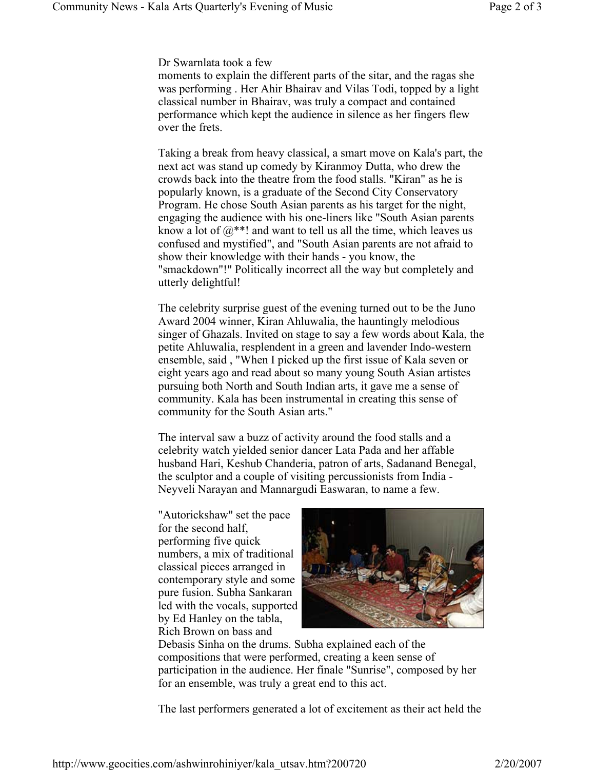Dr Swarnlata took a few moments to explain the different parts of the sitar, and the ragas she was performing . Her Ahir Bhairav and Vilas Todi, topped by a light classical number in Bhairav, was truly a compact and contained performance which kept the audience in silence as her fingers flew over the frets.

Taking a break from heavy classical, a smart move on Kala's part, the next act was stand up comedy by Kiranmoy Dutta, who drew the crowds back into the theatre from the food stalls. "Kiran" as he is popularly known, is a graduate of the Second City Conservatory Program. He chose South Asian parents as his target for the night, engaging the audience with his one-liners like "South Asian parents know a lot of @**! and want to tell us all the time, which leaves us confused and mystified", and "South Asian parents are not afraid to show their knowledge with their hands - you know, the "smackdown"!" Politically incorrect all the way but completely and utterly delightful!

The celebrity surprise guest of the evening turned out to be the Juno Award 2004 winner, Kiran Ahluwalia, the hauntingly melodious singer of Ghazals. Invited on stage to say a few words about Kala, the petite Ahluwalia, resplendent in a green and lavender Indo-western ensemble, said , "When I picked up the first issue of Kala seven or eight years ago and read about so many young South Asian artistes pursuing both North and South Indian arts, it gave me a sense of community. Kala has been instrumental in creating this sense of community for the South Asian arts."

The interval saw a buzz of activity around the food stalls and a celebrity watch yielded senior dancer Lata Pada and her affable husband Hari, Keshub Chanderia, patron of arts, Sadanand Benegal, the sculptor and a couple of visiting percussionists from India - Neyveli Narayan and Mannargudi Easwaran, to name a few.

"Autorickshaw" set the pace for the second half, performing five quick numbers, a mix of traditional classical pieces arranged in contemporary style and some pure fusion. Subha Sankaran led with the vocals, supported by Ed Hanley on the tabla, Rich Brown on bass and Debasis Sinha on the drums. Subha explained each of the compositions that were performed, creating a keen sense of participation in the audience. Her finale "Sunrise", composed by her for an ensemble, was truly a great end to this act.

The last performers generated a lot of excitement as their act held the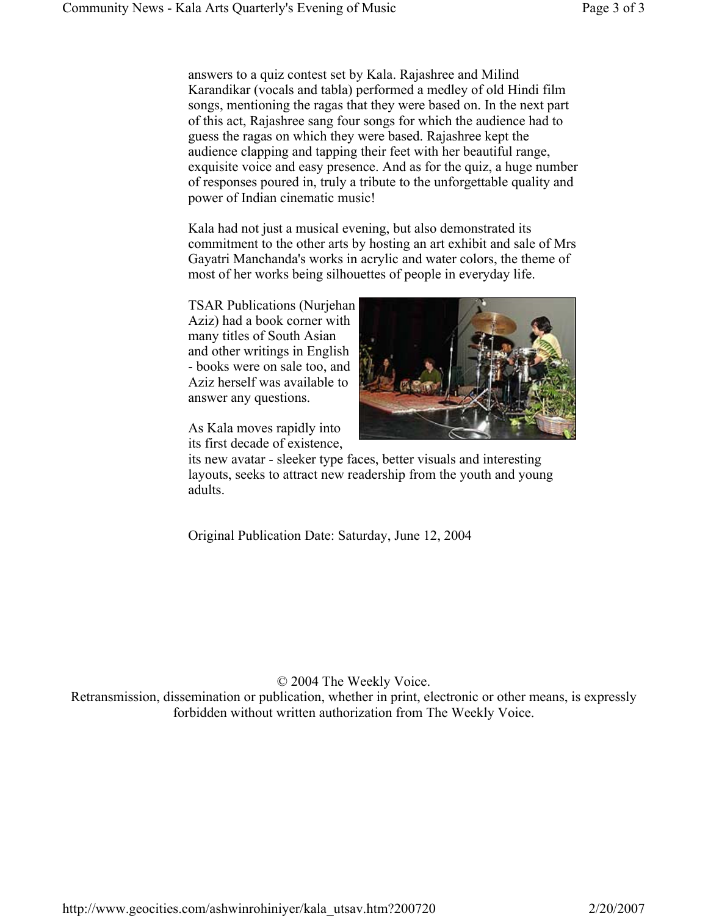answers to a quiz contest set by Kala. Rajashree and Milind Karandikar (vocals and tabla) performed a medley of old Hindi film songs, mentioning the ragas that they were based on. In the next part of this act, Rajashree sang four songs for which the audience had to guess the ragas on which they were based. Rajashree kept the audience clapping and tapping their feet with her beautiful range, exquisite voice and easy presence. And as for the quiz, a huge number of responses poured in, truly a tribute to the unforgettable quality and power of Indian cinematic music!

Kala had not just a musical evening, but also demonstrated its commitment to the other arts by hosting an art exhibit and sale of Mrs Gayatri Manchanda's works in acrylic and water colors, the theme of most of her works being silhouettes of people in everyday life.

TSAR Publications (Nurjehan Aziz) had a book corner with many titles of South Asian and other writings in English - books were on sale too, and Aziz herself was available to answer any questions.

As Kala moves rapidly into its first decade of existence, its new avatar - sleeker type faces, better visuals and interesting layouts, seeks to attract new readership from the youth and young adults.

Original Publication Date: Saturday, June 12, 2004

© 2004 The Weekly Voice.
Retransmission, dissemination or publication, whether in print, electronic or other means, is expressly forbidden without written authorization from The Weekly Voice.